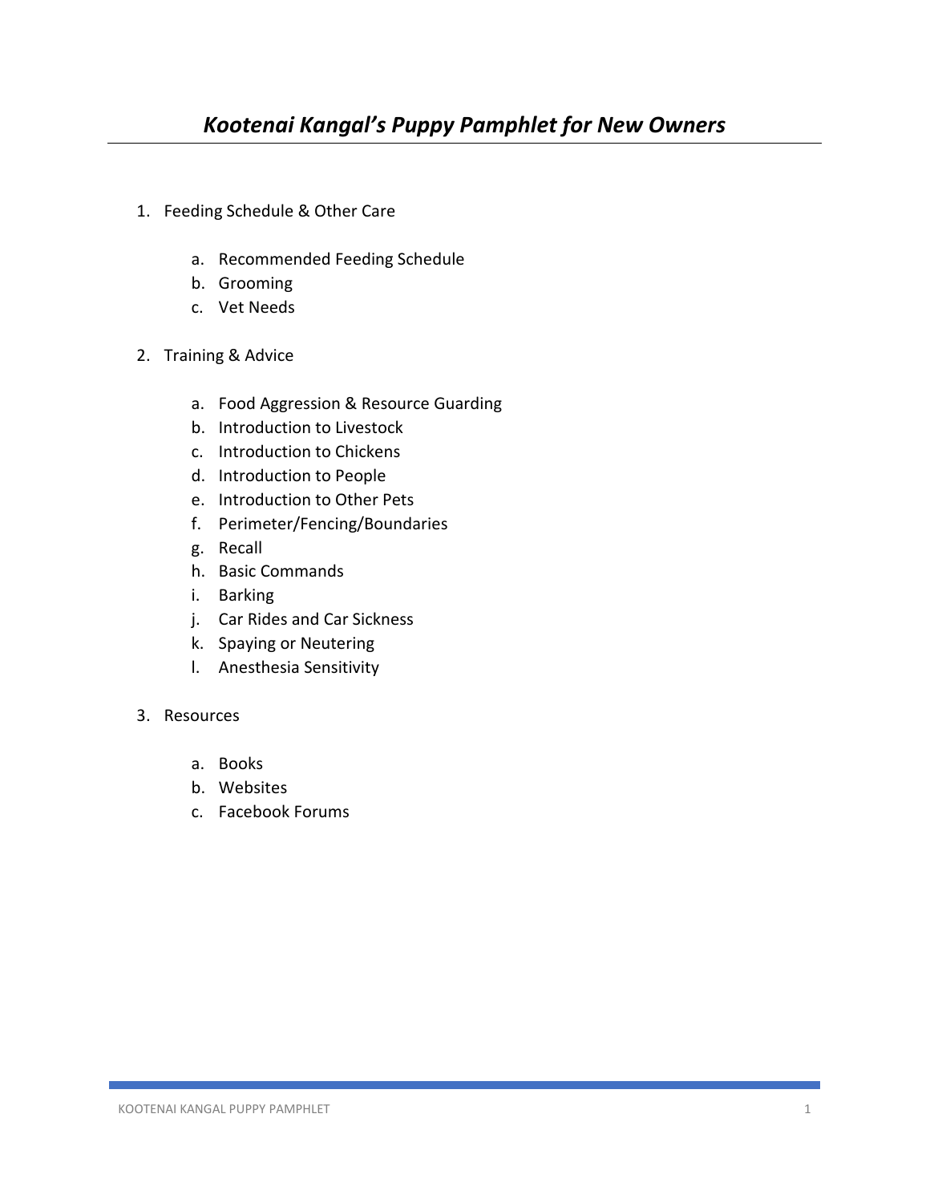# *Kootenai Kangal's Puppy Pamphlet for New Owners*

1. Feeding Schedule & Other Care

    a. Recommended Feeding Schedule
    b. Grooming
    c. Vet Needs

2. Training & Advice

    a. Food Aggression & Resource Guarding
    b. Introduction to Livestock
    c. Introduction to Chickens
    d. Introduction to People
    e. Introduction to Other Pets
    f. Perimeter/Fencing/Boundaries
    g. Recall
    h. Basic Commands
    i. Barking
    j. Car Rides and Car Sickness
    k. Spaying or Neutering
    l. Anesthesia Sensitivity

3. Resources

    a. Books
    b. Websites
    c. Facebook Forums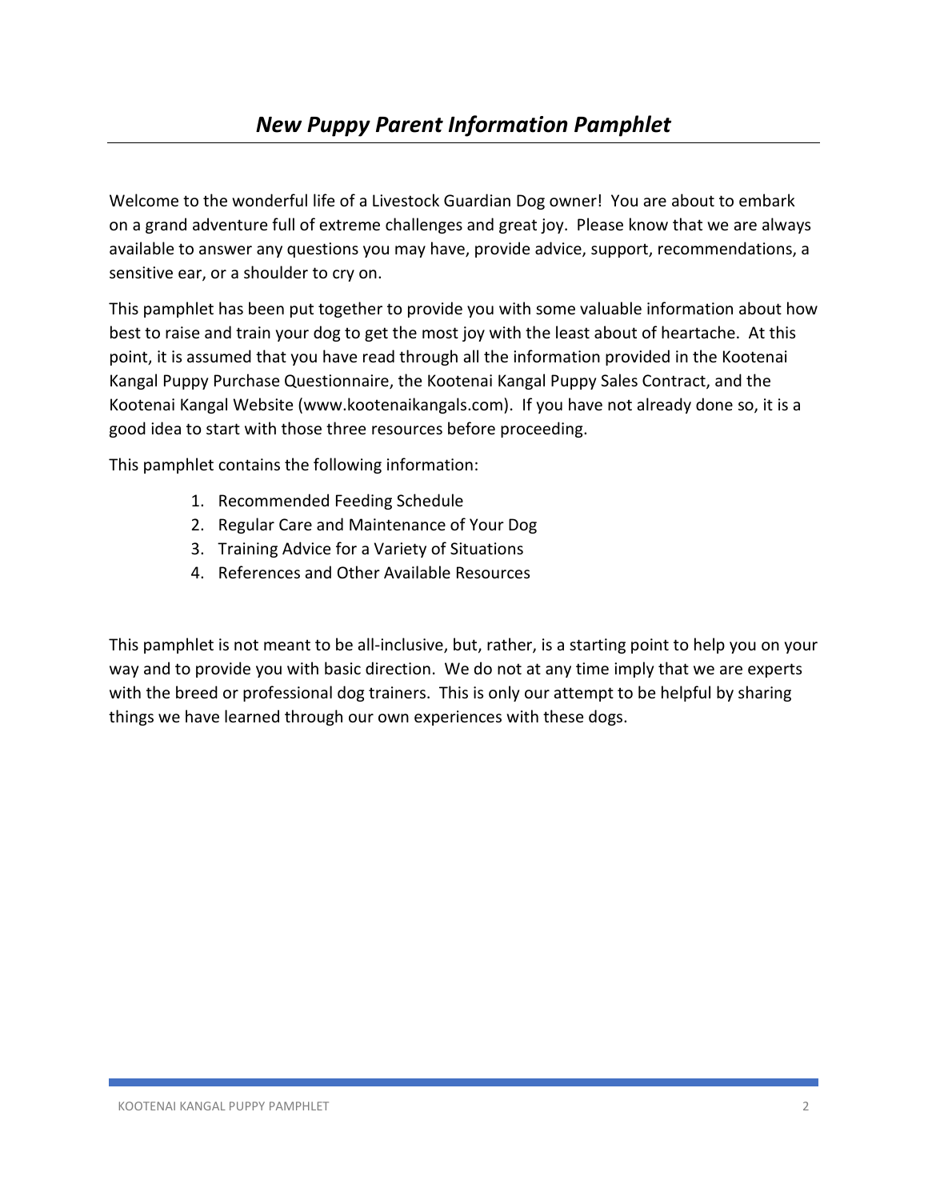# *New Puppy Parent Information Pamphlet*

Welcome to the wonderful life of a Livestock Guardian Dog owner! You are about to embark on a grand adventure full of extreme challenges and great joy. Please know that we are always available to answer any questions you may have, provide advice, support, recommendations, a sensitive ear, or a shoulder to cry on.

This pamphlet has been put together to provide you with some valuable information about how best to raise and train your dog to get the most joy with the least about of heartache. At this point, it is assumed that you have read through all the information provided in the Kootenai Kangal Puppy Purchase Questionnaire, the Kootenai Kangal Puppy Sales Contract, and the Kootenai Kangal Website (www.kootenaikangals.com). If you have not already done so, it is a good idea to start with those three resources before proceeding.

This pamphlet contains the following information:

1. Recommended Feeding Schedule
2. Regular Care and Maintenance of Your Dog
3. Training Advice for a Variety of Situations
4. References and Other Available Resources

This pamphlet is not meant to be all-inclusive, but, rather, is a starting point to help you on your way and to provide you with basic direction. We do not at any time imply that we are experts with the breed or professional dog trainers. This is only our attempt to be helpful by sharing things we have learned through our own experiences with these dogs.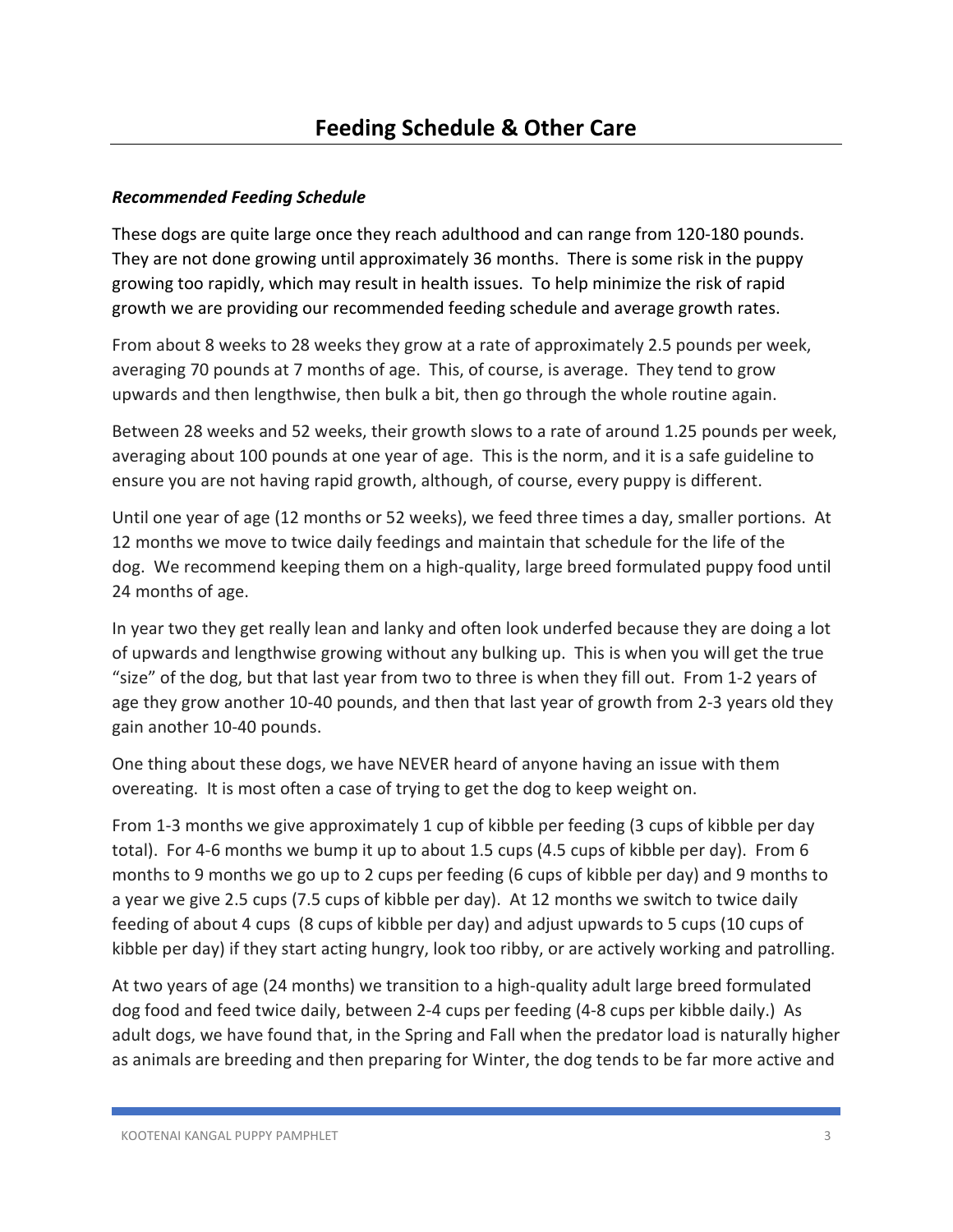## Feeding Schedule & Other Care

### *Recommended Feeding Schedule*

These dogs are quite large once they reach adulthood and can range from 120-180 pounds. They are not done growing until approximately 36 months. There is some risk in the puppy growing too rapidly, which may result in health issues. To help minimize the risk of rapid growth we are providing our recommended feeding schedule and average growth rates.

From about 8 weeks to 28 weeks they grow at a rate of approximately 2.5 pounds per week, averaging 70 pounds at 7 months of age. This, of course, is average. They tend to grow upwards and then lengthwise, then bulk a bit, then go through the whole routine again.

Between 28 weeks and 52 weeks, their growth slows to a rate of around 1.25 pounds per week, averaging about 100 pounds at one year of age. This is the norm, and it is a safe guideline to ensure you are not having rapid growth, although, of course, every puppy is different.

Until one year of age (12 months or 52 weeks), we feed three times a day, smaller portions. At 12 months we move to twice daily feedings and maintain that schedule for the life of the dog. We recommend keeping them on a high-quality, large breed formulated puppy food until 24 months of age.

In year two they get really lean and lanky and often look underfed because they are doing a lot of upwards and lengthwise growing without any bulking up. This is when you will get the true "size" of the dog, but that last year from two to three is when they fill out. From 1-2 years of age they grow another 10-40 pounds, and then that last year of growth from 2-3 years old they gain another 10-40 pounds.

One thing about these dogs, we have NEVER heard of anyone having an issue with them overeating. It is most often a case of trying to get the dog to keep weight on.

From 1-3 months we give approximately 1 cup of kibble per feeding (3 cups of kibble per day total). For 4-6 months we bump it up to about 1.5 cups (4.5 cups of kibble per day). From 6 months to 9 months we go up to 2 cups per feeding (6 cups of kibble per day) and 9 months to a year we give 2.5 cups (7.5 cups of kibble per day). At 12 months we switch to twice daily feeding of about 4 cups (8 cups of kibble per day) and adjust upwards to 5 cups (10 cups of kibble per day) if they start acting hungry, look too ribby, or are actively working and patrolling.

At two years of age (24 months) we transition to a high-quality adult large breed formulated dog food and feed twice daily, between 2-4 cups per feeding (4-8 cups per kibble daily.) As adult dogs, we have found that, in the Spring and Fall when the predator load is naturally higher as animals are breeding and then preparing for Winter, the dog tends to be far more active and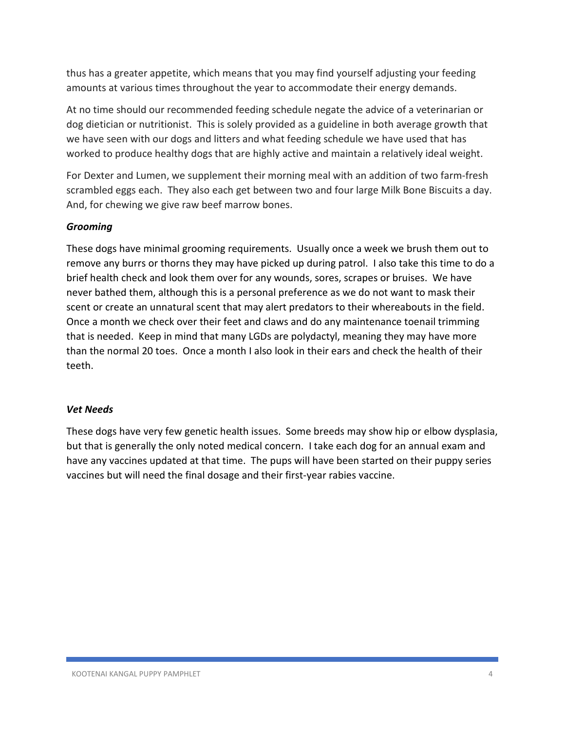thus has a greater appetite, which means that you may find yourself adjusting your feeding amounts at various times throughout the year to accommodate their energy demands.

At no time should our recommended feeding schedule negate the advice of a veterinarian or dog dietician or nutritionist. This is solely provided as a guideline in both average growth that we have seen with our dogs and litters and what feeding schedule we have used that has worked to produce healthy dogs that are highly active and maintain a relatively ideal weight.

For Dexter and Lumen, we supplement their morning meal with an addition of two farm-fresh scrambled eggs each. They also each get between two and four large Milk Bone Biscuits a day. And, for chewing we give raw beef marrow bones.

### *Grooming*

These dogs have minimal grooming requirements. Usually once a week we brush them out to remove any burrs or thorns they may have picked up during patrol. I also take this time to do a brief health check and look them over for any wounds, sores, scrapes or bruises. We have never bathed them, although this is a personal preference as we do not want to mask their scent or create an unnatural scent that may alert predators to their whereabouts in the field. Once a month we check over their feet and claws and do any maintenance toenail trimming that is needed. Keep in mind that many LGDs are polydactyl, meaning they may have more than the normal 20 toes. Once a month I also look in their ears and check the health of their teeth.

### *Vet Needs*

These dogs have very few genetic health issues. Some breeds may show hip or elbow dysplasia, but that is generally the only noted medical concern. I take each dog for an annual exam and have any vaccines updated at that time. The pups will have been started on their puppy series vaccines but will need the final dosage and their first-year rabies vaccine.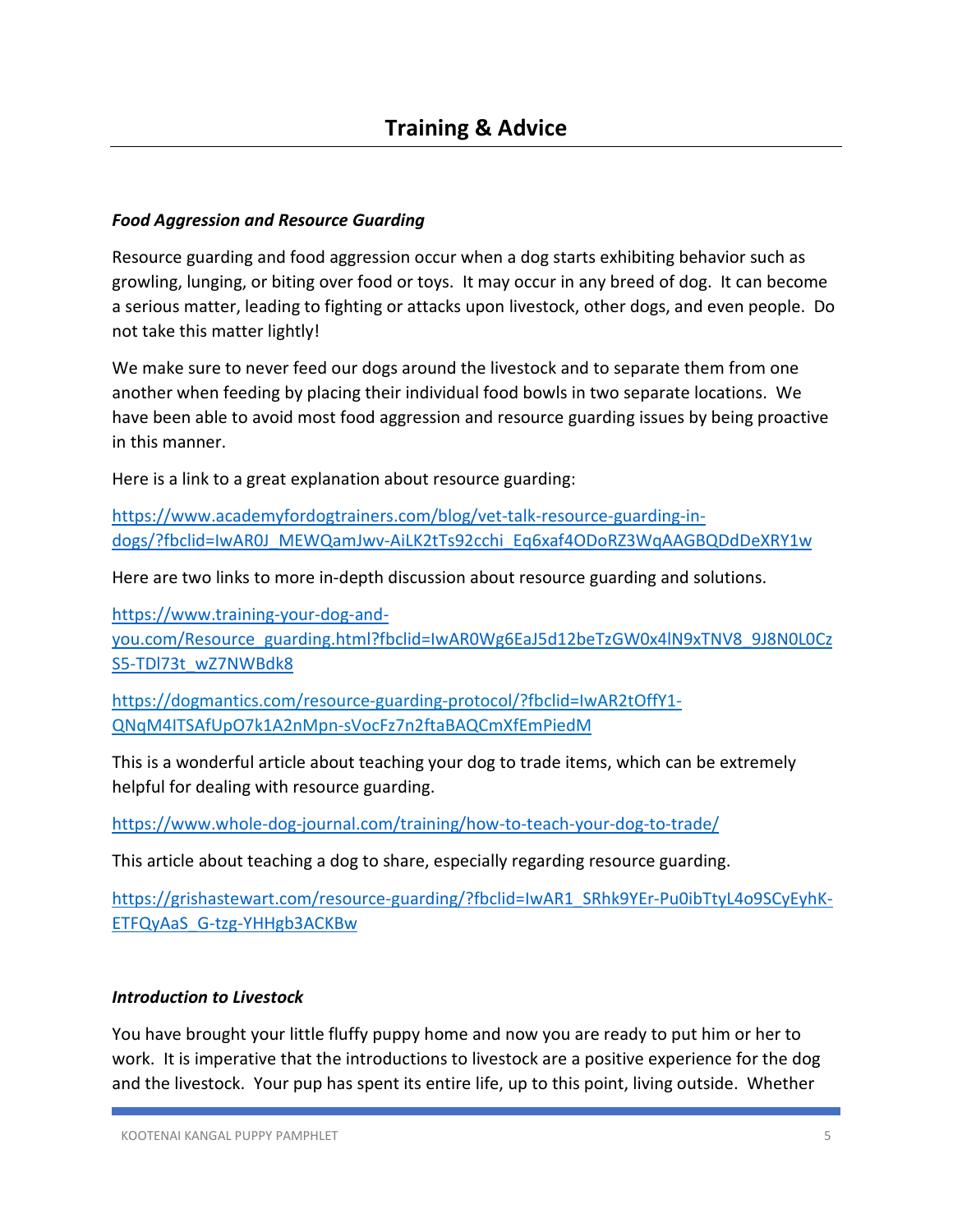# Training & Advice

***Food Aggression and Resource Guarding***

Resource guarding and food aggression occur when a dog starts exhibiting behavior such as growling, lunging, or biting over food or toys. It may occur in any breed of dog. It can become a serious matter, leading to fighting or attacks upon livestock, other dogs, and even people. Do not take this matter lightly!

We make sure to never feed our dogs around the livestock and to separate them from one another when feeding by placing their individual food bowls in two separate locations. We have been able to avoid most food aggression and resource guarding issues by being proactive in this manner.

Here is a link to a great explanation about resource guarding:

https://www.academyfordogtrainers.com/blog/vet-talk-resource-guarding-in-dogs/?fbclid=IwAR0J_MEWQamJwv-AiLK2tTs92cchi_Eq6xaf4ODoRZ3WqAAGBQDdDeXRY1w

Here are two links to more in-depth discussion about resource guarding and solutions.

https://www.training-your-dog-and-you.com/Resource_guarding.html?fbclid=IwAR0Wg6EaJ5d12beTzGW0x4lN9xTNV8_9J8N0L0CzS5-TDl73t_wZ7NWBdk8

https://dogmantics.com/resource-guarding-protocol/?fbclid=IwAR2tOffY1-QNqM4ITSAfUpO7k1A2nMpn-sVocFz7n2ftaBAQCmXfEmPiedM

This is a wonderful article about teaching your dog to trade items, which can be extremely helpful for dealing with resource guarding.

https://www.whole-dog-journal.com/training/how-to-teach-your-dog-to-trade/

This article about teaching a dog to share, especially regarding resource guarding.

https://grishastewart.com/resource-guarding/?fbclid=IwAR1_SRhk9YEr-Pu0ibTtyL4o9SCyEyhK-ETFQyAaS_G-tzg-YHHgb3ACKBw

***Introduction to Livestock***

You have brought your little fluffy puppy home and now you are ready to put him or her to work. It is imperative that the introductions to livestock are a positive experience for the dog and the livestock. Your pup has spent its entire life, up to this point, living outside. Whether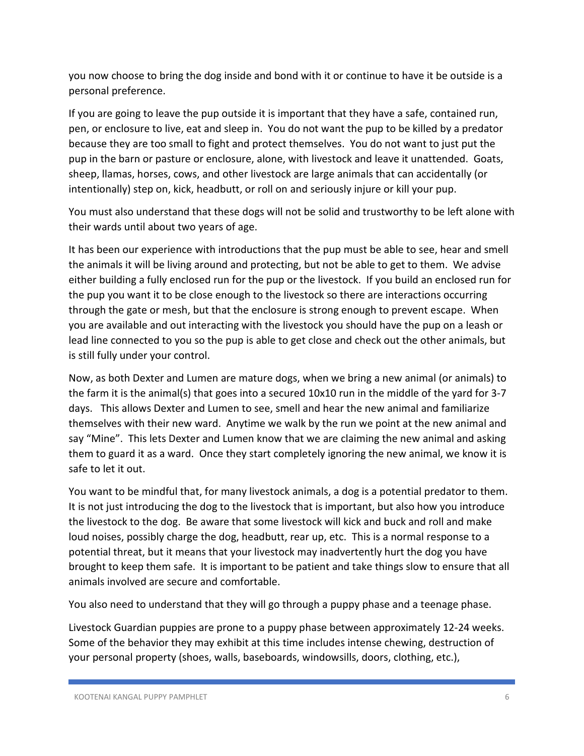you now choose to bring the dog inside and bond with it or continue to have it be outside is a personal preference.

If you are going to leave the pup outside it is important that they have a safe, contained run, pen, or enclosure to live, eat and sleep in. You do not want the pup to be killed by a predator because they are too small to fight and protect themselves. You do not want to just put the pup in the barn or pasture or enclosure, alone, with livestock and leave it unattended. Goats, sheep, llamas, horses, cows, and other livestock are large animals that can accidentally (or intentionally) step on, kick, headbutt, or roll on and seriously injure or kill your pup.

You must also understand that these dogs will not be solid and trustworthy to be left alone with their wards until about two years of age.

It has been our experience with introductions that the pup must be able to see, hear and smell the animals it will be living around and protecting, but not be able to get to them. We advise either building a fully enclosed run for the pup or the livestock. If you build an enclosed run for the pup you want it to be close enough to the livestock so there are interactions occurring through the gate or mesh, but that the enclosure is strong enough to prevent escape. When you are available and out interacting with the livestock you should have the pup on a leash or lead line connected to you so the pup is able to get close and check out the other animals, but is still fully under your control.

Now, as both Dexter and Lumen are mature dogs, when we bring a new animal (or animals) to the farm it is the animal(s) that goes into a secured 10x10 run in the middle of the yard for 3-7 days. This allows Dexter and Lumen to see, smell and hear the new animal and familiarize themselves with their new ward. Anytime we walk by the run we point at the new animal and say "Mine". This lets Dexter and Lumen know that we are claiming the new animal and asking them to guard it as a ward. Once they start completely ignoring the new animal, we know it is safe to let it out.

You want to be mindful that, for many livestock animals, a dog is a potential predator to them. It is not just introducing the dog to the livestock that is important, but also how you introduce the livestock to the dog. Be aware that some livestock will kick and buck and roll and make loud noises, possibly charge the dog, headbutt, rear up, etc. This is a normal response to a potential threat, but it means that your livestock may inadvertently hurt the dog you have brought to keep them safe. It is important to be patient and take things slow to ensure that all animals involved are secure and comfortable.

You also need to understand that they will go through a puppy phase and a teenage phase.

Livestock Guardian puppies are prone to a puppy phase between approximately 12-24 weeks. Some of the behavior they may exhibit at this time includes intense chewing, destruction of your personal property (shoes, walls, baseboards, windowsills, doors, clothing, etc.),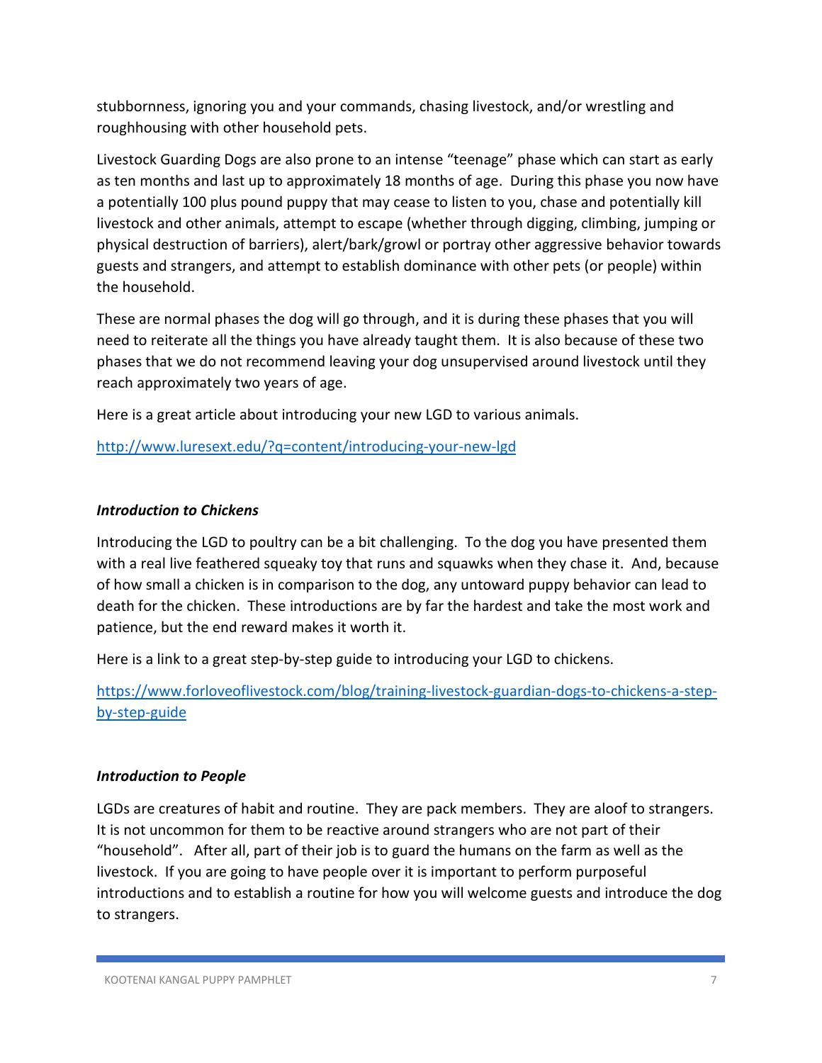stubbornness, ignoring you and your commands, chasing livestock, and/or wrestling and roughhousing with other household pets.

Livestock Guarding Dogs are also prone to an intense "teenage" phase which can start as early as ten months and last up to approximately 18 months of age. During this phase you now have a potentially 100 plus pound puppy that may cease to listen to you, chase and potentially kill livestock and other animals, attempt to escape (whether through digging, climbing, jumping or physical destruction of barriers), alert/bark/growl or portray other aggressive behavior towards guests and strangers, and attempt to establish dominance with other pets (or people) within the household.

These are normal phases the dog will go through, and it is during these phases that you will need to reiterate all the things you have already taught them. It is also because of these two phases that we do not recommend leaving your dog unsupervised around livestock until they reach approximately two years of age.

Here is a great article about introducing your new LGD to various animals.

http://www.luresext.edu/?q=content/introducing-your-new-lgd

### *Introduction to Chickens*

Introducing the LGD to poultry can be a bit challenging. To the dog you have presented them with a real live feathered squeaky toy that runs and squawks when they chase it. And, because of how small a chicken is in comparison to the dog, any untoward puppy behavior can lead to death for the chicken. These introductions are by far the hardest and take the most work and patience, but the end reward makes it worth it.

Here is a link to a great step-by-step guide to introducing your LGD to chickens.

https://www.forloveoflivestock.com/blog/training-livestock-guardian-dogs-to-chickens-a-step-by-step-guide

### *Introduction to People*

LGDs are creatures of habit and routine. They are pack members. They are aloof to strangers. It is not uncommon for them to be reactive around strangers who are not part of their "household". After all, part of their job is to guard the humans on the farm as well as the livestock. If you are going to have people over it is important to perform purposeful introductions and to establish a routine for how you will welcome guests and introduce the dog to strangers.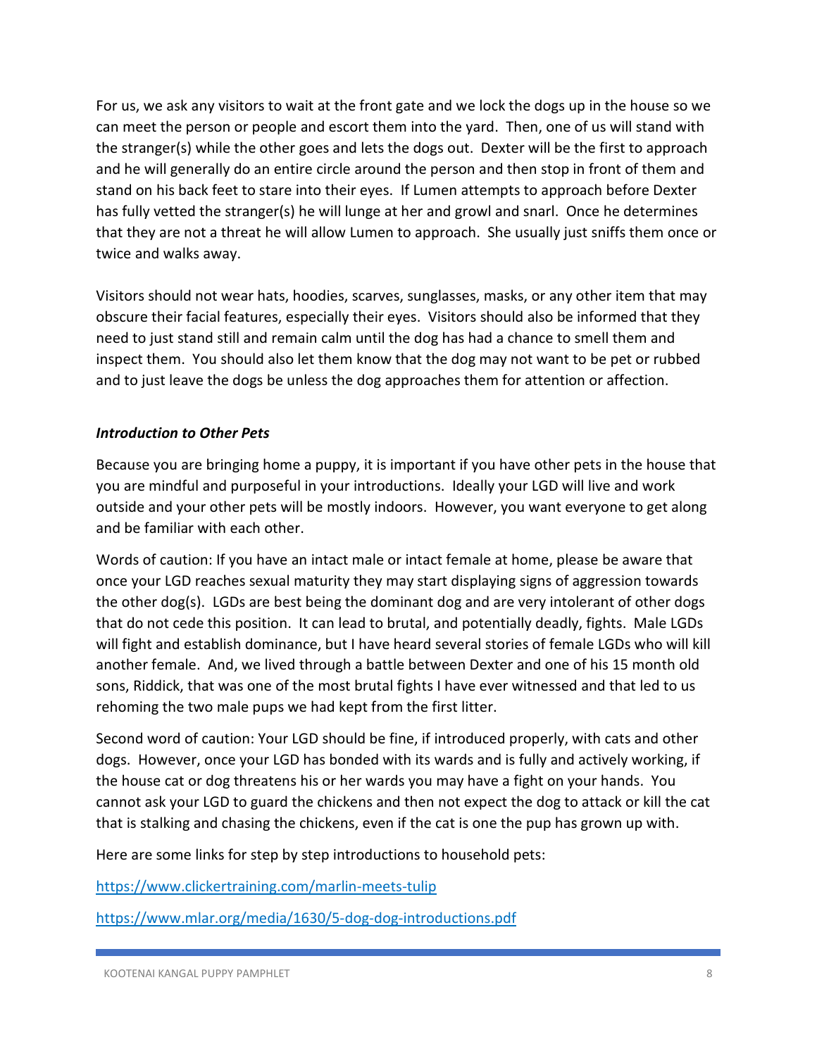For us, we ask any visitors to wait at the front gate and we lock the dogs up in the house so we can meet the person or people and escort them into the yard. Then, one of us will stand with the stranger(s) while the other goes and lets the dogs out. Dexter will be the first to approach and he will generally do an entire circle around the person and then stop in front of them and stand on his back feet to stare into their eyes. If Lumen attempts to approach before Dexter has fully vetted the stranger(s) he will lunge at her and growl and snarl. Once he determines that they are not a threat he will allow Lumen to approach. She usually just sniffs them once or twice and walks away.

Visitors should not wear hats, hoodies, scarves, sunglasses, masks, or any other item that may obscure their facial features, especially their eyes. Visitors should also be informed that they need to just stand still and remain calm until the dog has had a chance to smell them and inspect them. You should also let them know that the dog may not want to be pet or rubbed and to just leave the dogs be unless the dog approaches them for attention or affection.

***Introduction to Other Pets***

Because you are bringing home a puppy, it is important if you have other pets in the house that you are mindful and purposeful in your introductions. Ideally your LGD will live and work outside and your other pets will be mostly indoors. However, you want everyone to get along and be familiar with each other.

Words of caution: If you have an intact male or intact female at home, please be aware that once your LGD reaches sexual maturity they may start displaying signs of aggression towards the other dog(s). LGDs are best being the dominant dog and are very intolerant of other dogs that do not cede this position. It can lead to brutal, and potentially deadly, fights. Male LGDs will fight and establish dominance, but I have heard several stories of female LGDs who will kill another female. And, we lived through a battle between Dexter and one of his 15 month old sons, Riddick, that was one of the most brutal fights I have ever witnessed and that led to us rehoming the two male pups we had kept from the first litter.

Second word of caution: Your LGD should be fine, if introduced properly, with cats and other dogs. However, once your LGD has bonded with its wards and is fully and actively working, if the house cat or dog threatens his or her wards you may have a fight on your hands. You cannot ask your LGD to guard the chickens and then not expect the dog to attack or kill the cat that is stalking and chasing the chickens, even if the cat is one the pup has grown up with.

Here are some links for step by step introductions to household pets:

https://www.clickertraining.com/marlin-meets-tulip

https://www.mlar.org/media/1630/5-dog-dog-introductions.pdf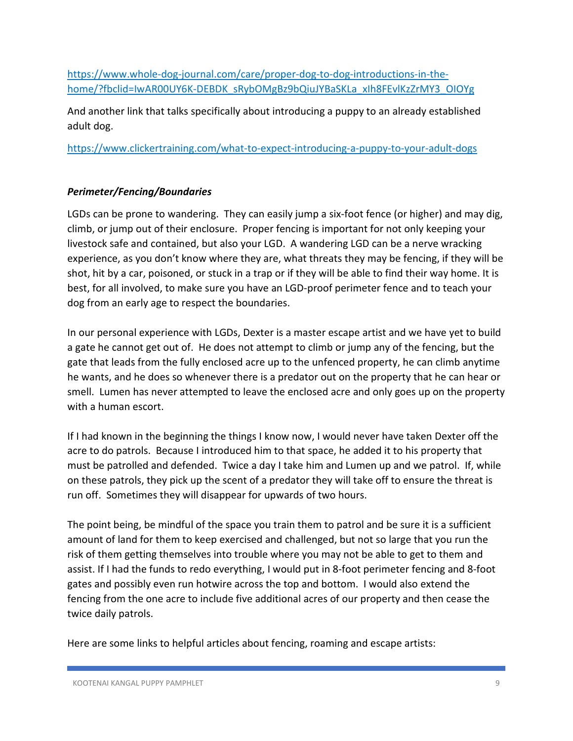https://www.whole-dog-journal.com/care/proper-dog-to-dog-introductions-in-the-home/?fbclid=IwAR00UY6K-DEBDK_sRybOMgBz9bQiuJYBaSKLa_xIh8FEvlKzZrMY3_OIOYg

And another link that talks specifically about introducing a puppy to an already established adult dog.

https://www.clickertraining.com/what-to-expect-introducing-a-puppy-to-your-adult-dogs

### *Perimeter/Fencing/Boundaries*

LGDs can be prone to wandering. They can easily jump a six-foot fence (or higher) and may dig, climb, or jump out of their enclosure. Proper fencing is important for not only keeping your livestock safe and contained, but also your LGD. A wandering LGD can be a nerve wracking experience, as you don't know where they are, what threats they may be fencing, if they will be shot, hit by a car, poisoned, or stuck in a trap or if they will be able to find their way home. It is best, for all involved, to make sure you have an LGD-proof perimeter fence and to teach your dog from an early age to respect the boundaries.

In our personal experience with LGDs, Dexter is a master escape artist and we have yet to build a gate he cannot get out of. He does not attempt to climb or jump any of the fencing, but the gate that leads from the fully enclosed acre up to the unfenced property, he can climb anytime he wants, and he does so whenever there is a predator out on the property that he can hear or smell. Lumen has never attempted to leave the enclosed acre and only goes up on the property with a human escort.

If I had known in the beginning the things I know now, I would never have taken Dexter off the acre to do patrols. Because I introduced him to that space, he added it to his property that must be patrolled and defended. Twice a day I take him and Lumen up and we patrol. If, while on these patrols, they pick up the scent of a predator they will take off to ensure the threat is run off. Sometimes they will disappear for upwards of two hours.

The point being, be mindful of the space you train them to patrol and be sure it is a sufficient amount of land for them to keep exercised and challenged, but not so large that you run the risk of them getting themselves into trouble where you may not be able to get to them and assist. If I had the funds to redo everything, I would put in 8-foot perimeter fencing and 8-foot gates and possibly even run hotwire across the top and bottom. I would also extend the fencing from the one acre to include five additional acres of our property and then cease the twice daily patrols.

Here are some links to helpful articles about fencing, roaming and escape artists: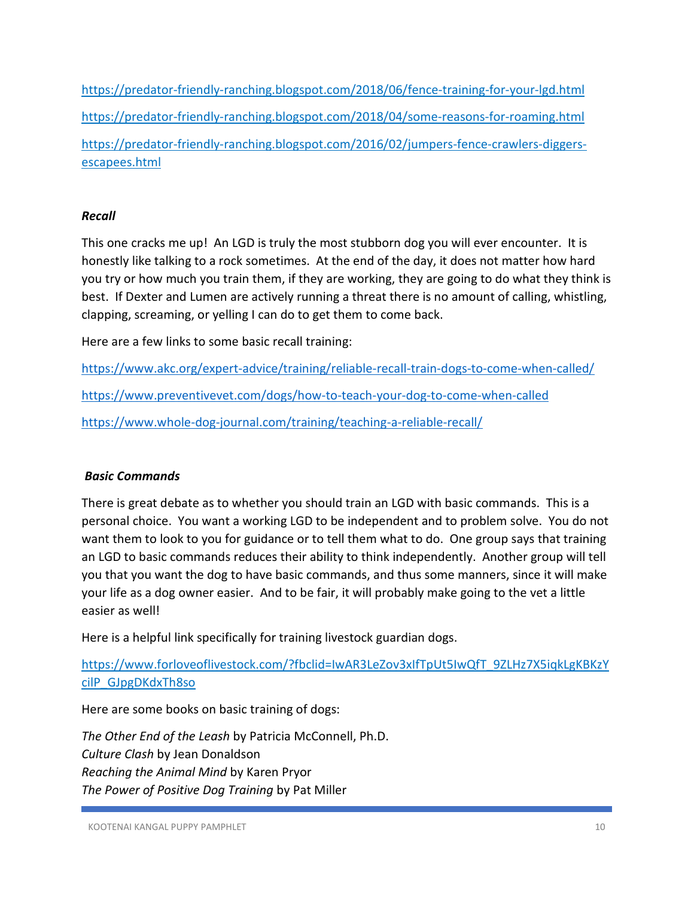https://predator-friendly-ranching.blogspot.com/2018/06/fence-training-for-your-lgd.html

https://predator-friendly-ranching.blogspot.com/2018/04/some-reasons-for-roaming.html

https://predator-friendly-ranching.blogspot.com/2016/02/jumpers-fence-crawlers-diggers-escapees.html

***Recall***

This one cracks me up! An LGD is truly the most stubborn dog you will ever encounter. It is honestly like talking to a rock sometimes. At the end of the day, it does not matter how hard you try or how much you train them, if they are working, they are going to do what they think is best. If Dexter and Lumen are actively running a threat there is no amount of calling, whistling, clapping, screaming, or yelling I can do to get them to come back.

Here are a few links to some basic recall training:

https://www.akc.org/expert-advice/training/reliable-recall-train-dogs-to-come-when-called/

https://www.preventivevet.com/dogs/how-to-teach-your-dog-to-come-when-called

https://www.whole-dog-journal.com/training/teaching-a-reliable-recall/

***Basic Commands***

There is great debate as to whether you should train an LGD with basic commands. This is a personal choice. You want a working LGD to be independent and to problem solve. You do not want them to look to you for guidance or to tell them what to do. One group says that training an LGD to basic commands reduces their ability to think independently. Another group will tell you that you want the dog to have basic commands, and thus some manners, since it will make your life as a dog owner easier. And to be fair, it will probably make going to the vet a little easier as well!

Here is a helpful link specifically for training livestock guardian dogs.

https://www.forloveoflivestock.com/?fbclid=IwAR3LeZov3xIfTpUt5IwQfT_9ZLHz7X5iqkLgKBKzYcilP_GJpgDKdxTh8so

Here are some books on basic training of dogs:

*The Other End of the Leash* by Patricia McConnell, Ph.D.
*Culture Clash* by Jean Donaldson
*Reaching the Animal Mind* by Karen Pryor
*The Power of Positive Dog Training* by Pat Miller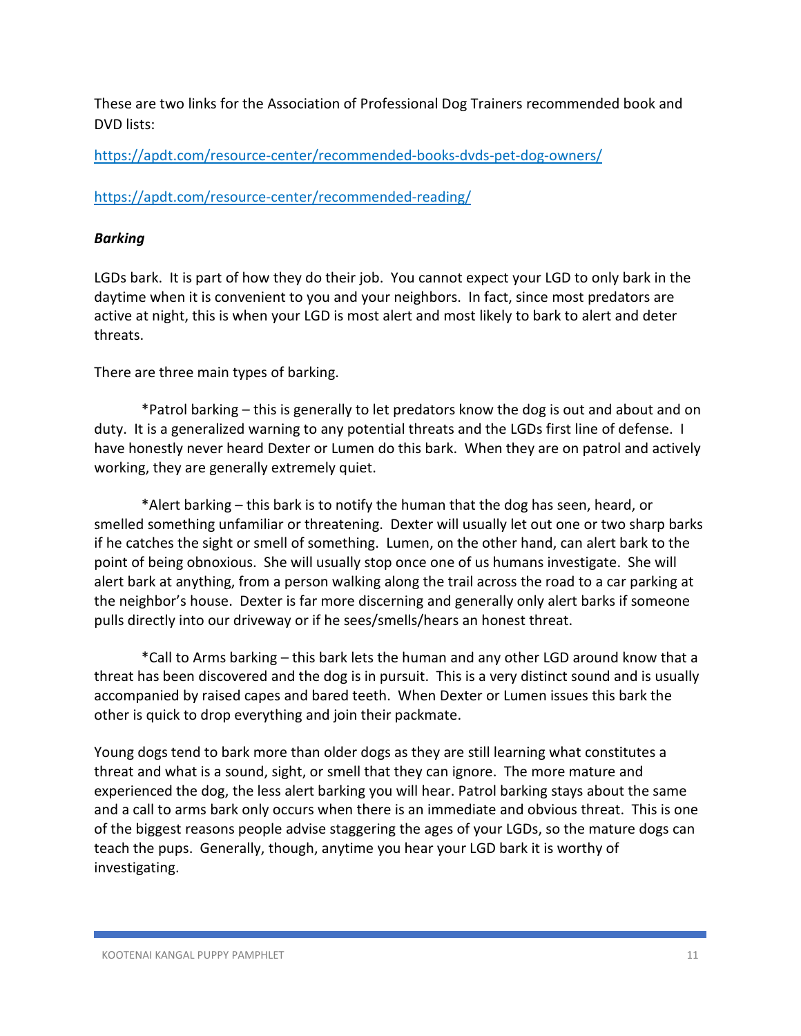These are two links for the Association of Professional Dog Trainers recommended book and DVD lists:

https://apdt.com/resource-center/recommended-books-dvds-pet-dog-owners/

https://apdt.com/resource-center/recommended-reading/

***Barking***

LGDs bark. It is part of how they do their job. You cannot expect your LGD to only bark in the daytime when it is convenient to you and your neighbors. In fact, since most predators are active at night, this is when your LGD is most alert and most likely to bark to alert and deter threats.

There are three main types of barking.

*Patrol barking – this is generally to let predators know the dog is out and about and on duty. It is a generalized warning to any potential threats and the LGDs first line of defense. I have honestly never heard Dexter or Lumen do this bark. When they are on patrol and actively working, they are generally extremely quiet.

*Alert barking – this bark is to notify the human that the dog has seen, heard, or smelled something unfamiliar or threatening. Dexter will usually let out one or two sharp barks if he catches the sight or smell of something. Lumen, on the other hand, can alert bark to the point of being obnoxious. She will usually stop once one of us humans investigate. She will alert bark at anything, from a person walking along the trail across the road to a car parking at the neighbor's house. Dexter is far more discerning and generally only alert barks if someone pulls directly into our driveway or if he sees/smells/hears an honest threat.

*Call to Arms barking – this bark lets the human and any other LGD around know that a threat has been discovered and the dog is in pursuit. This is a very distinct sound and is usually accompanied by raised capes and bared teeth. When Dexter or Lumen issues this bark the other is quick to drop everything and join their packmate.

Young dogs tend to bark more than older dogs as they are still learning what constitutes a threat and what is a sound, sight, or smell that they can ignore. The more mature and experienced the dog, the less alert barking you will hear. Patrol barking stays about the same and a call to arms bark only occurs when there is an immediate and obvious threat. This is one of the biggest reasons people advise staggering the ages of your LGDs, so the mature dogs can teach the pups. Generally, though, anytime you hear your LGD bark it is worthy of investigating.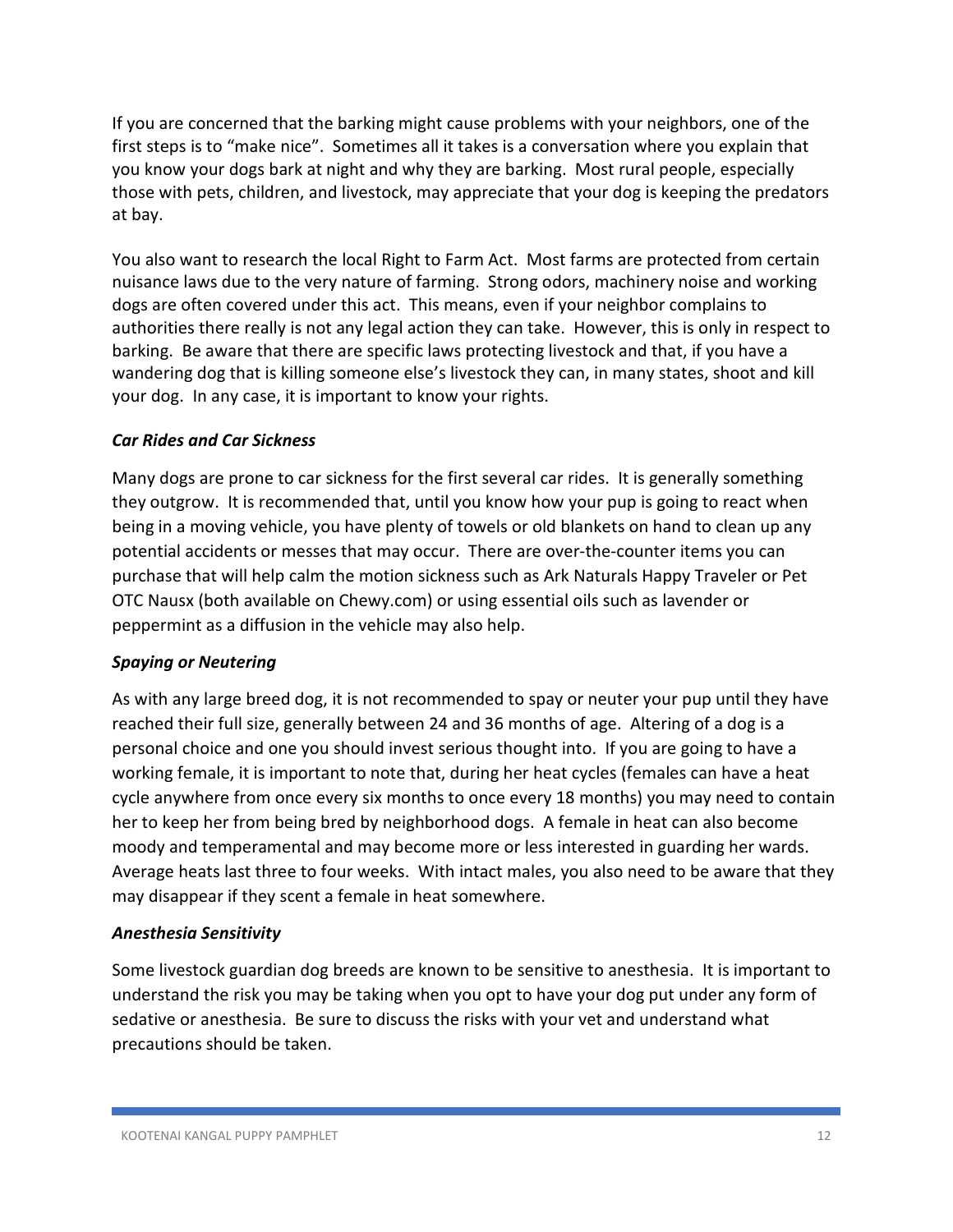If you are concerned that the barking might cause problems with your neighbors, one of the first steps is to "make nice". Sometimes all it takes is a conversation where you explain that you know your dogs bark at night and why they are barking. Most rural people, especially those with pets, children, and livestock, may appreciate that your dog is keeping the predators at bay.

You also want to research the local Right to Farm Act. Most farms are protected from certain nuisance laws due to the very nature of farming. Strong odors, machinery noise and working dogs are often covered under this act. This means, even if your neighbor complains to authorities there really is not any legal action they can take. However, this is only in respect to barking. Be aware that there are specific laws protecting livestock and that, if you have a wandering dog that is killing someone else's livestock they can, in many states, shoot and kill your dog. In any case, it is important to know your rights.

### ***Car Rides and Car Sickness***

Many dogs are prone to car sickness for the first several car rides. It is generally something they outgrow. It is recommended that, until you know how your pup is going to react when being in a moving vehicle, you have plenty of towels or old blankets on hand to clean up any potential accidents or messes that may occur. There are over-the-counter items you can purchase that will help calm the motion sickness such as Ark Naturals Happy Traveler or Pet OTC Nausx (both available on Chewy.com) or using essential oils such as lavender or peppermint as a diffusion in the vehicle may also help.

### ***Spaying or Neutering***

As with any large breed dog, it is not recommended to spay or neuter your pup until they have reached their full size, generally between 24 and 36 months of age. Altering of a dog is a personal choice and one you should invest serious thought into. If you are going to have a working female, it is important to note that, during her heat cycles (females can have a heat cycle anywhere from once every six months to once every 18 months) you may need to contain her to keep her from being bred by neighborhood dogs. A female in heat can also become moody and temperamental and may become more or less interested in guarding her wards. Average heats last three to four weeks. With intact males, you also need to be aware that they may disappear if they scent a female in heat somewhere.

### ***Anesthesia Sensitivity***

Some livestock guardian dog breeds are known to be sensitive to anesthesia. It is important to understand the risk you may be taking when you opt to have your dog put under any form of sedative or anesthesia. Be sure to discuss the risks with your vet and understand what precautions should be taken.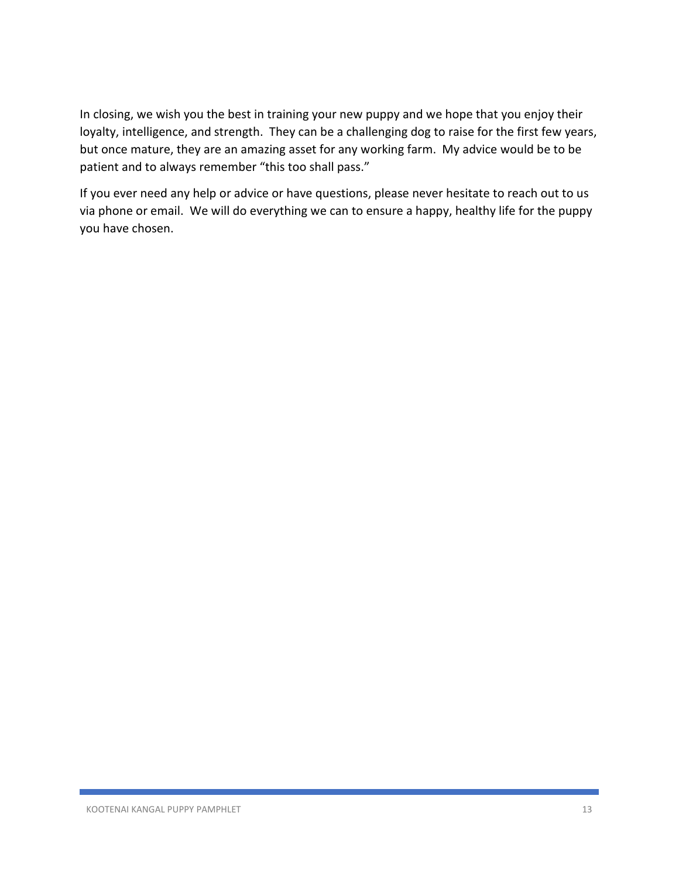In closing, we wish you the best in training your new puppy and we hope that you enjoy their loyalty, intelligence, and strength. They can be a challenging dog to raise for the first few years, but once mature, they are an amazing asset for any working farm. My advice would be to be patient and to always remember "this too shall pass."

If you ever need any help or advice or have questions, please never hesitate to reach out to us via phone or email. We will do everything we can to ensure a happy, healthy life for the puppy you have chosen.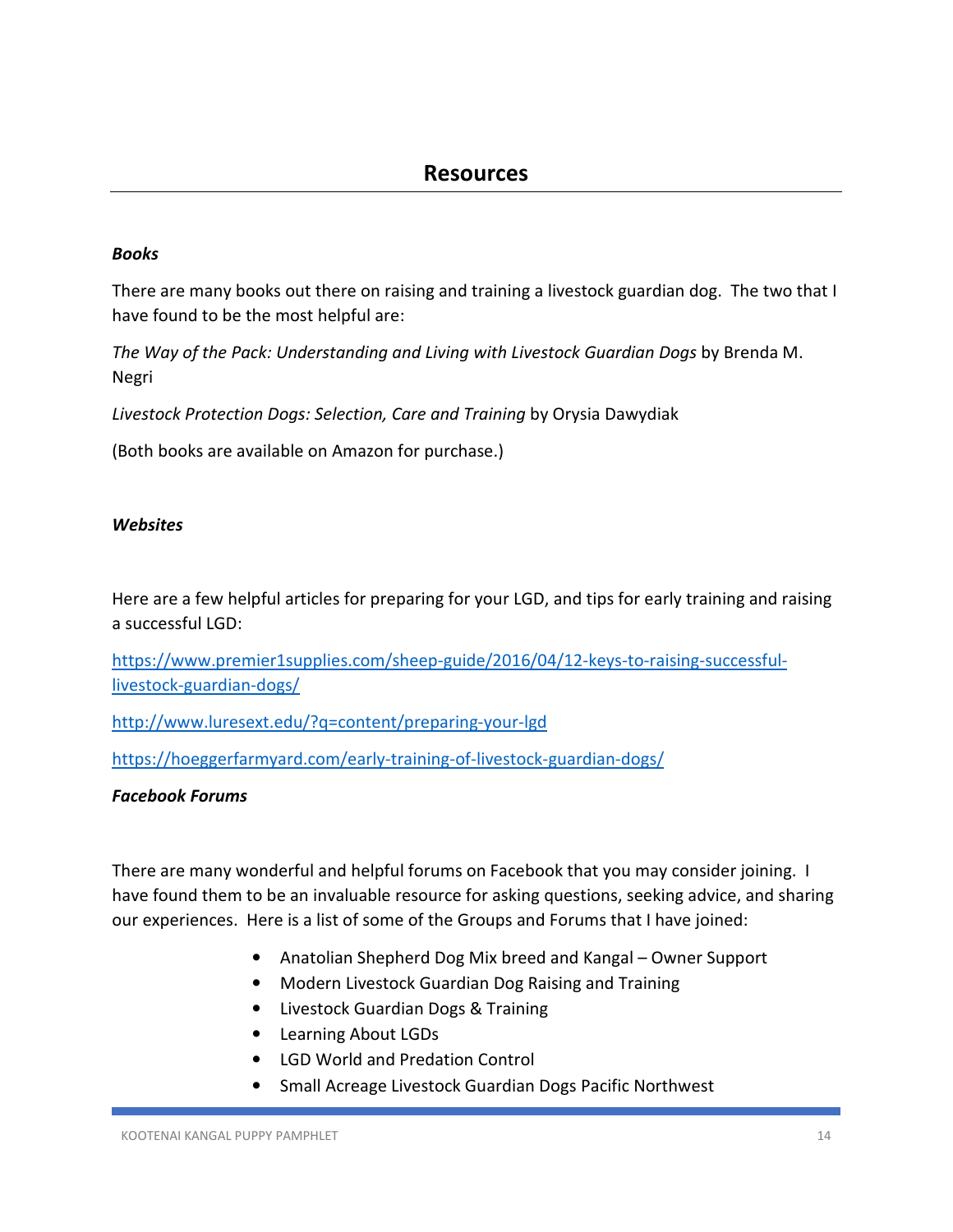## Resources

***Books***

There are many books out there on raising and training a livestock guardian dog. The two that I have found to be the most helpful are:

*The Way of the Pack: Understanding and Living with Livestock Guardian Dogs* by Brenda M. Negri

*Livestock Protection Dogs: Selection, Care and Training* by Orysia Dawydiak

(Both books are available on Amazon for purchase.)

***Websites***

Here are a few helpful articles for preparing for your LGD, and tips for early training and raising a successful LGD:

https://www.premier1supplies.com/sheep-guide/2016/04/12-keys-to-raising-successful-livestock-guardian-dogs/

http://www.luresext.edu/?q=content/preparing-your-lgd

https://hoeggerfarmyard.com/early-training-of-livestock-guardian-dogs/

***Facebook Forums***

There are many wonderful and helpful forums on Facebook that you may consider joining. I have found them to be an invaluable resource for asking questions, seeking advice, and sharing our experiences. Here is a list of some of the Groups and Forums that I have joined:

- Anatolian Shepherd Dog Mix breed and Kangal – Owner Support
- Modern Livestock Guardian Dog Raising and Training
- Livestock Guardian Dogs & Training
- Learning About LGDs
- LGD World and Predation Control
- Small Acreage Livestock Guardian Dogs Pacific Northwest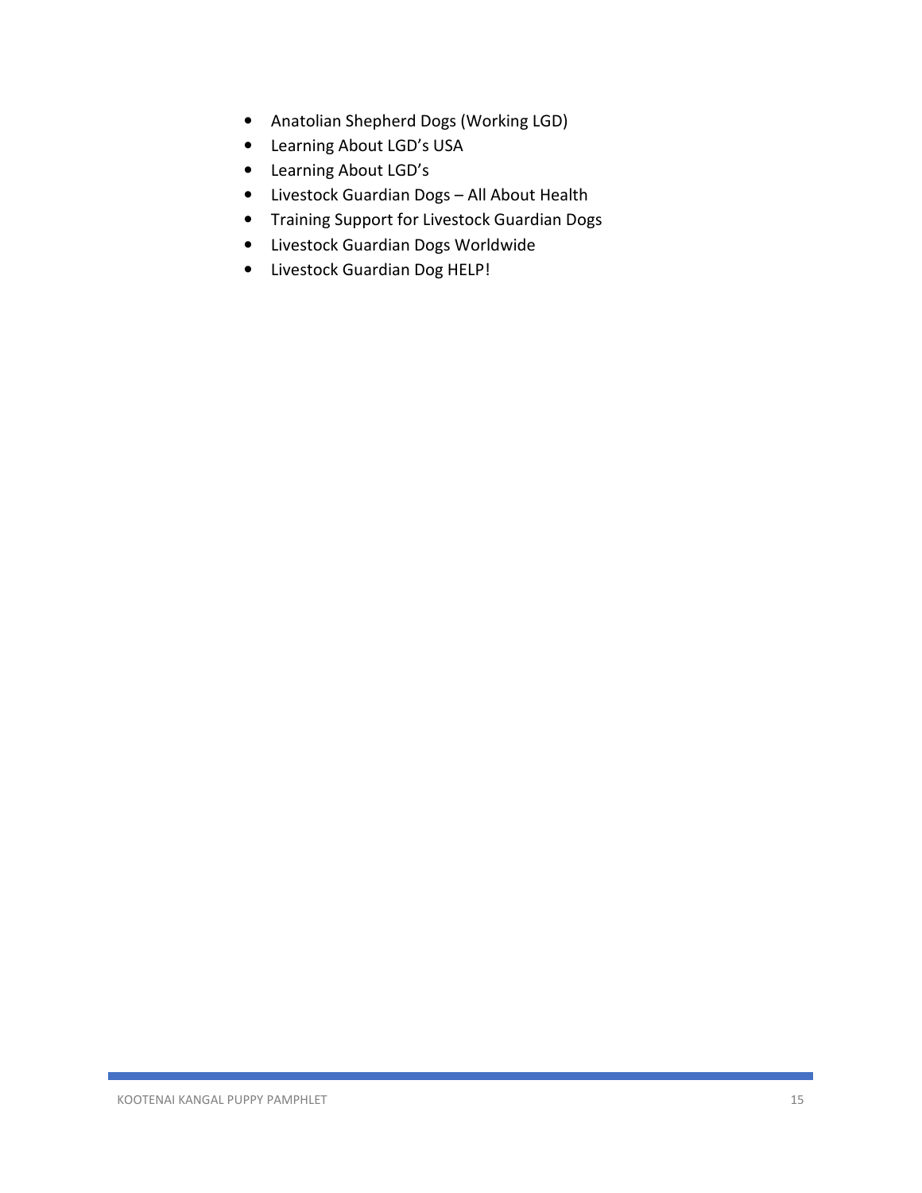- Anatolian Shepherd Dogs (Working LGD)
- Learning About LGD's USA
- Learning About LGD's
- Livestock Guardian Dogs – All About Health
- Training Support for Livestock Guardian Dogs
- Livestock Guardian Dogs Worldwide
- Livestock Guardian Dog HELP!